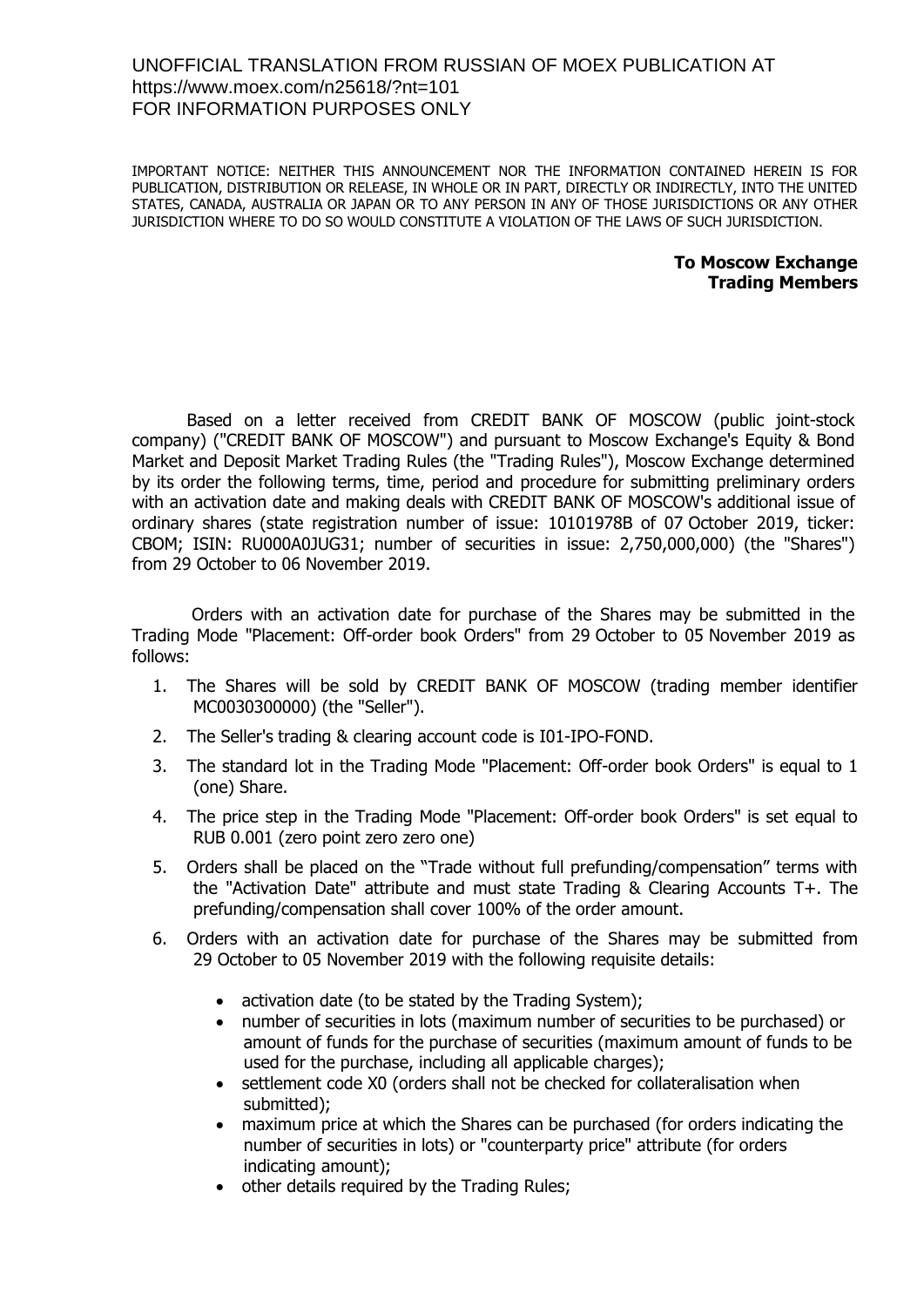UNOFFICIAL TRANSLATION FROM RUSSIAN OF MOEX PUBLICATION AT
https://www.moex.com/n25618/?nt=101
FOR INFORMATION PURPOSES ONLY

IMPORTANT NOTICE: NEITHER THIS ANNOUNCEMENT NOR THE INFORMATION CONTAINED HEREIN IS FOR PUBLICATION, DISTRIBUTION OR RELEASE, IN WHOLE OR IN PART, DIRECTLY OR INDIRECTLY, INTO THE UNITED STATES, CANADA, AUSTRALIA OR JAPAN OR TO ANY PERSON IN ANY OF THOSE JURISDICTIONS OR ANY OTHER JURISDICTION WHERE TO DO SO WOULD CONSTITUTE A VIOLATION OF THE LAWS OF SUCH JURISDICTION.

**To Moscow Exchange Trading Members**

Based on a letter received from CREDIT BANK OF MOSCOW (public joint-stock company) ("CREDIT BANK OF MOSCOW") and pursuant to Moscow Exchange's Equity & Bond Market and Deposit Market Trading Rules (the "Trading Rules"), Moscow Exchange determined by its order the following terms, time, period and procedure for submitting preliminary orders with an activation date and making deals with CREDIT BANK OF MOSCOW's additional issue of ordinary shares (state registration number of issue: 10101978B of 07 October 2019, ticker: CBOM; ISIN: RU000A0JUG31; number of securities in issue: 2,750,000,000) (the "Shares") from 29 October to 06 November 2019.

Orders with an activation date for purchase of the Shares may be submitted in the Trading Mode "Placement: Off-order book Orders" from 29 October to 05 November 2019 as follows:

1. The Shares will be sold by CREDIT BANK OF MOSCOW (trading member identifier MC0030300000) (the "Seller").
2. The Seller's trading & clearing account code is I01-IPO-FOND.
3. The standard lot in the Trading Mode "Placement: Off-order book Orders" is equal to 1 (one) Share.
4. The price step in the Trading Mode "Placement: Off-order book Orders" is set equal to RUB 0.001 (zero point zero zero one)
5. Orders shall be placed on the "Trade without full prefunding/compensation" terms with the "Activation Date" attribute and must state Trading & Clearing Accounts T+. The prefunding/compensation shall cover 100% of the order amount.
6. Orders with an activation date for purchase of the Shares may be submitted from 29 October to 05 November 2019 with the following requisite details:
   - activation date (to be stated by the Trading System);
   - number of securities in lots (maximum number of securities to be purchased) or amount of funds for the purchase of securities (maximum amount of funds to be used for the purchase, including all applicable charges);
   - settlement code X0 (orders shall not be checked for collateralisation when submitted);
   - maximum price at which the Shares can be purchased (for orders indicating the number of securities in lots) or "counterparty price" attribute (for orders indicating amount);
   - other details required by the Trading Rules;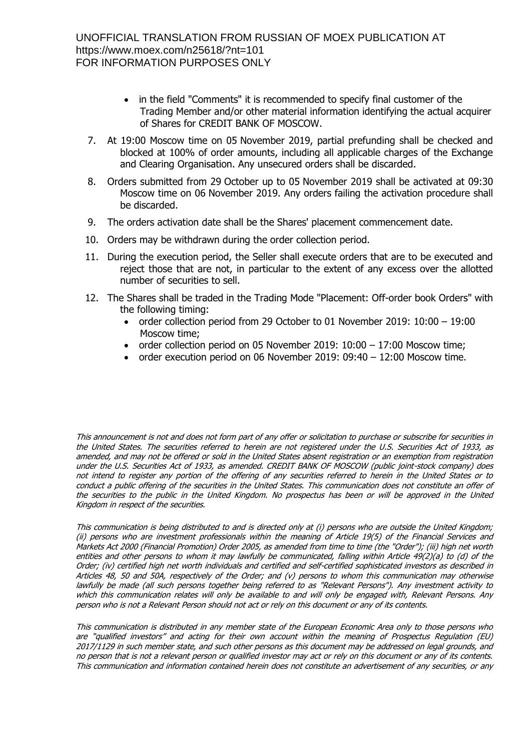UNOFFICIAL TRANSLATION FROM RUSSIAN OF MOEX PUBLICATION AT https://www.moex.com/n25618/?nt=101
FOR INFORMATION PURPOSES ONLY

- in the field "Comments" it is recommended to specify final customer of the Trading Member and/or other material information identifying the actual acquirer of Shares for CREDIT BANK OF MOSCOW.

7. At 19:00 Moscow time on 05 November 2019, partial prefunding shall be checked and blocked at 100% of order amounts, including all applicable charges of the Exchange and Clearing Organisation. Any unsecured orders shall be discarded.
8. Orders submitted from 29 October up to 05 November 2019 shall be activated at 09:30 Moscow time on 06 November 2019. Any orders failing the activation procedure shall be discarded.
9. The orders activation date shall be the Shares' placement commencement date.
10. Orders may be withdrawn during the order collection period.
11. During the execution period, the Seller shall execute orders that are to be executed and reject those that are not, in particular to the extent of any excess over the allotted number of securities to sell.
12. The Shares shall be traded in the Trading Mode "Placement: Off-order book Orders" with the following timing:
    - order collection period from 29 October to 01 November 2019: 10:00 – 19:00 Moscow time;
    - order collection period on 05 November 2019: 10:00 – 17:00 Moscow time;
    - order execution period on 06 November 2019: 09:40 – 12:00 Moscow time.

*This announcement is not and does not form part of any offer or solicitation to purchase or subscribe for securities in the United States. The securities referred to herein are not registered under the U.S. Securities Act of 1933, as amended, and may not be offered or sold in the United States absent registration or an exemption from registration under the U.S. Securities Act of 1933, as amended. CREDIT BANK OF MOSCOW (public joint-stock company) does not intend to register any portion of the offering of any securities referred to herein in the United States or to conduct a public offering of the securities in the United States. This communication does not constitute an offer of the securities to the public in the United Kingdom. No prospectus has been or will be approved in the United Kingdom in respect of the securities.*

*This communication is being distributed to and is directed only at (i) persons who are outside the United Kingdom; (ii) persons who are investment professionals within the meaning of Article 19(5) of the Financial Services and Markets Act 2000 (Financial Promotion) Order 2005, as amended from time to time (the "Order"); (iii) high net worth entities and other persons to whom it may lawfully be communicated, falling within Article 49(2)(a) to (d) of the Order; (iv) certified high net worth individuals and certified and self-certified sophisticated investors as described in Articles 48, 50 and 50A, respectively of the Order; and (v) persons to whom this communication may otherwise lawfully be made (all such persons together being referred to as "Relevant Persons"). Any investment activity to which this communication relates will only be available to and will only be engaged with, Relevant Persons. Any person who is not a Relevant Person should not act or rely on this document or any of its contents.*

*This communication is distributed in any member state of the European Economic Area only to those persons who are "qualified investors" and acting for their own account within the meaning of Prospectus Regulation (EU) 2017/1129 in such member state, and such other persons as this document may be addressed on legal grounds, and no person that is not a relevant person or qualified investor may act or rely on this document or any of its contents. This communication and information contained herein does not constitute an advertisement of any securities, or any*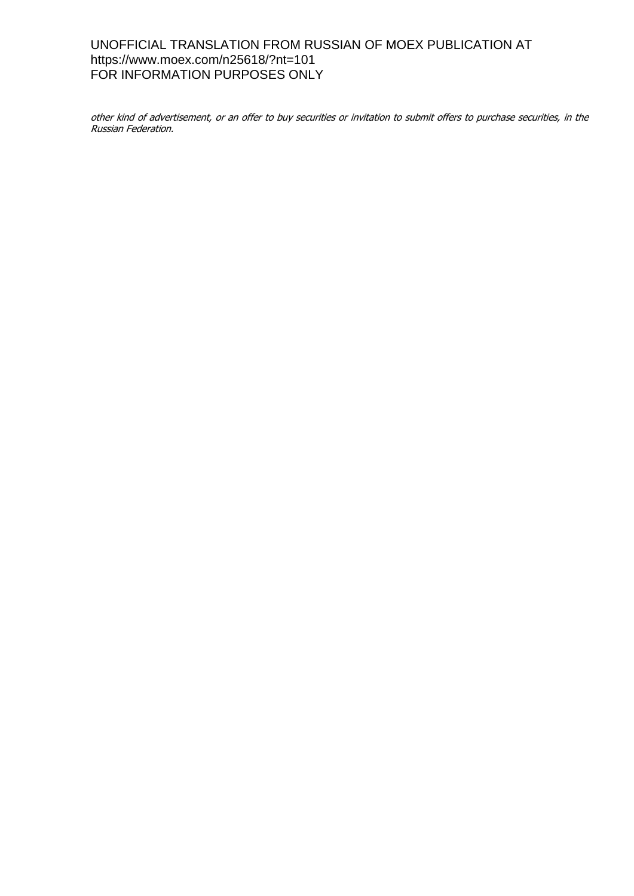*other kind of advertisement, or an offer to buy securities or invitation to submit offers to purchase securities, in the Russian Federation.*